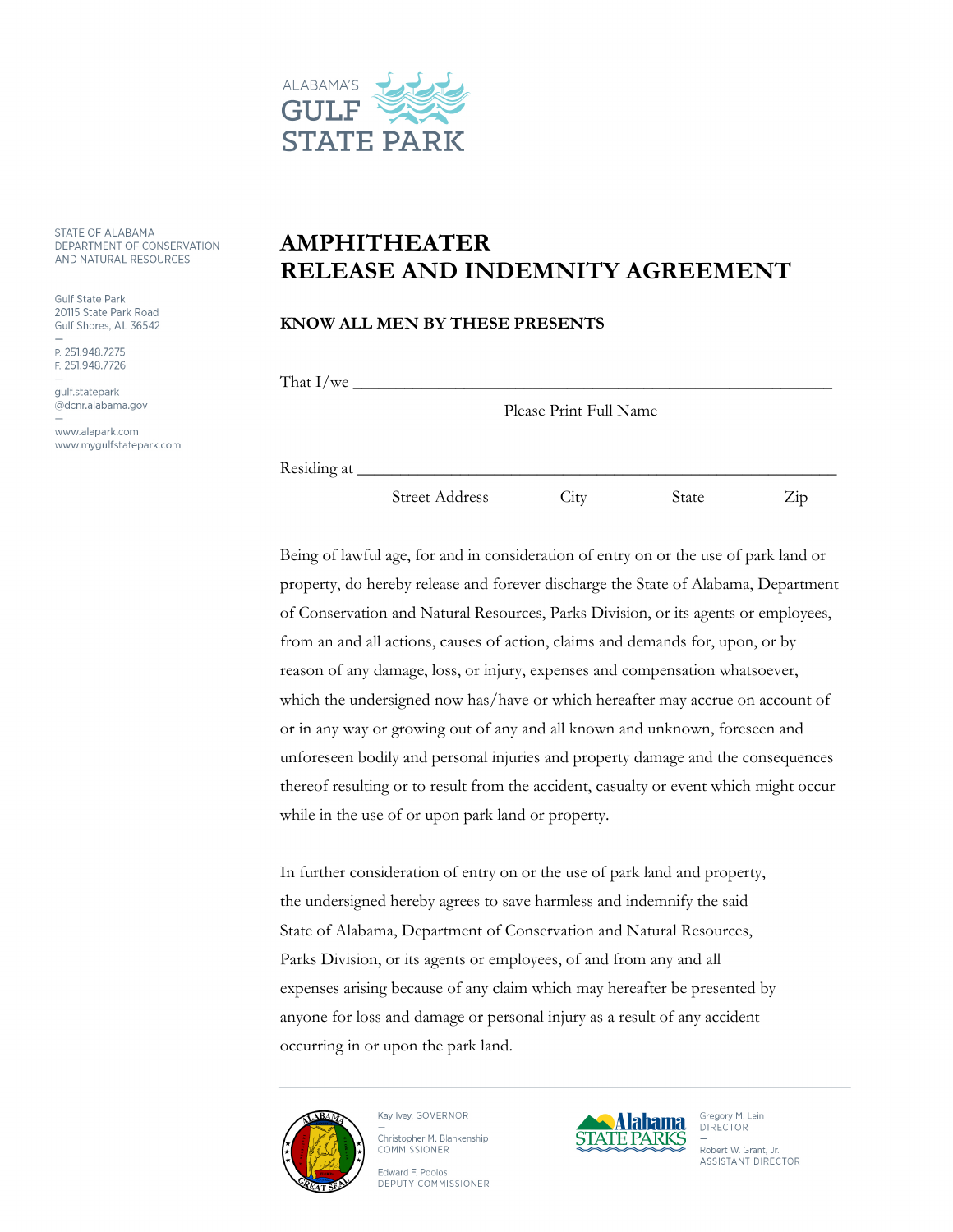ALABAMA'S
GULF
STATE PARK

STATE OF ALABAMA
DEPARTMENT OF CONSERVATION
AND NATURAL RESOURCES

Gulf State Park
20115 State Park Road
Gulf Shores, AL 36542

P. 251.948.7275
F. 251.948.7726

gulf.statepark
@dcnr.alabama.gov

www.alapark.com
www.mygulfstatepark.com

# AMPHITHEATER RELEASE AND INDEMNITY AGREEMENT

**KNOW ALL MEN BY THESE PRESENTS**

That I/we ___________________________________________________________

Please Print Full Name

Residing at __________________________________________________________

Street Address City State Zip

Being of lawful age, for and in consideration of entry on or the use of park land or property, do hereby release and forever discharge the State of Alabama, Department of Conservation and Natural Resources, Parks Division, or its agents or employees, from an and all actions, causes of action, claims and demands for, upon, or by reason of any damage, loss, or injury, expenses and compensation whatsoever, which the undersigned now has/have or which hereafter may accrue on account of or in any way or growing out of any and all known and unknown, foreseen and unforeseen bodily and personal injuries and property damage and the consequences thereof resulting or to result from the accident, casualty or event which might occur while in the use of or upon park land or property.

In further consideration of entry on or the use of park land and property, the undersigned hereby agrees to save harmless and indemnify the said State of Alabama, Department of Conservation and Natural Resources, Parks Division, or its agents or employees, of and from any and all expenses arising because of any claim which may hereafter be presented by anyone for loss and damage or personal injury as a result of any accident occurring in or upon the park land.

Kay Ivey, GOVERNOR
Christopher M. Blankenship, COMMISSIONER
Edward F. Poolos, DEPUTY COMMISSIONER

Alabama STATE PARKS

Gregory M. Lein, DIRECTOR
Robert W. Grant, Jr., ASSISTANT DIRECTOR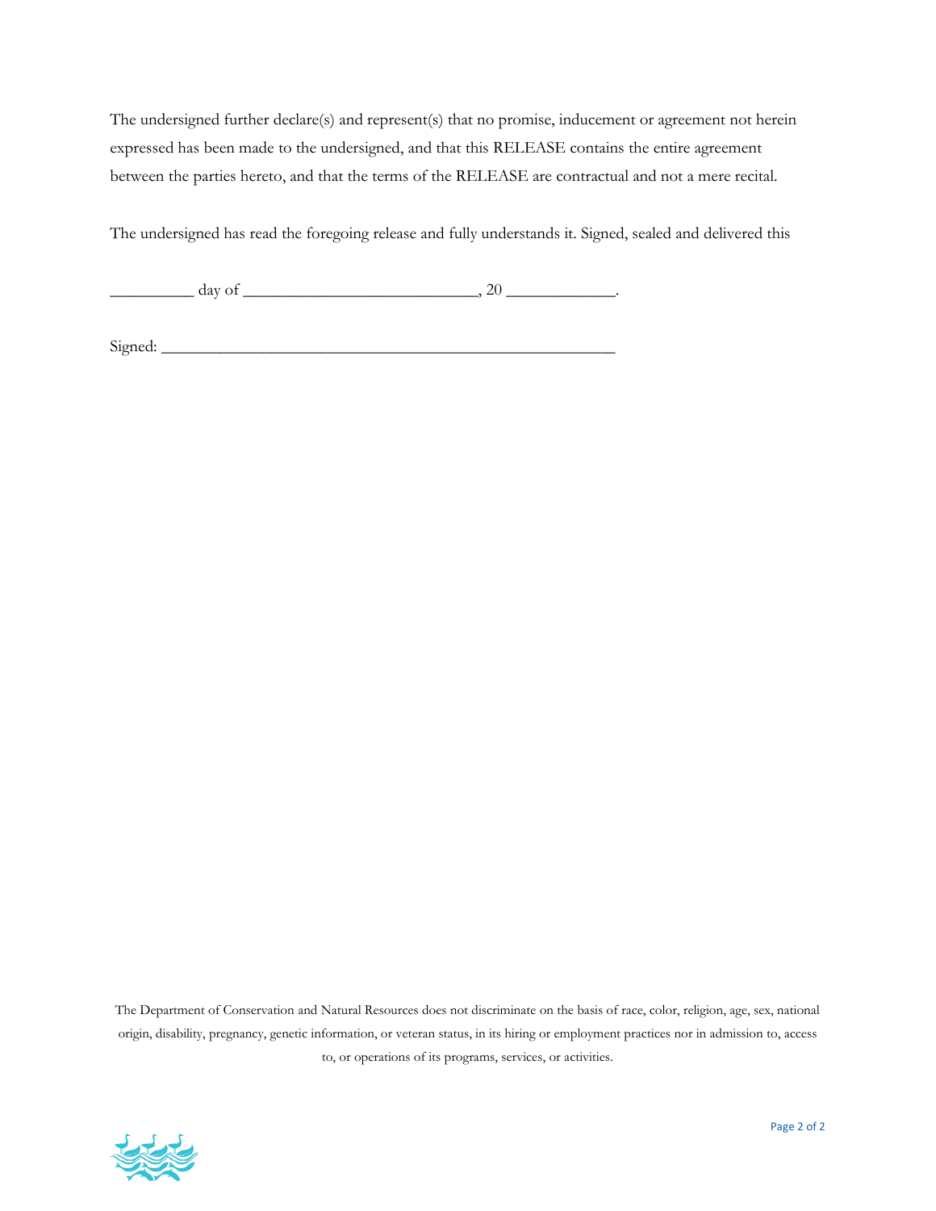The undersigned further declare(s) and represent(s) that no promise, inducement or agreement not herein expressed has been made to the undersigned, and that this RELEASE contains the entire agreement between the parties hereto, and that the terms of the RELEASE are contractual and not a mere recital.

The undersigned has read the foregoing release and fully understands it. Signed, sealed and delivered this

__________ day of ____________________________, 20 _____________.

Signed: ________________________________________________________

The Department of Conservation and Natural Resources does not discriminate on the basis of race, color, religion, age, sex, national origin, disability, pregnancy, genetic information, or veteran status, in its hiring or employment practices nor in admission to, access to, or operations of its programs, services, or activities.